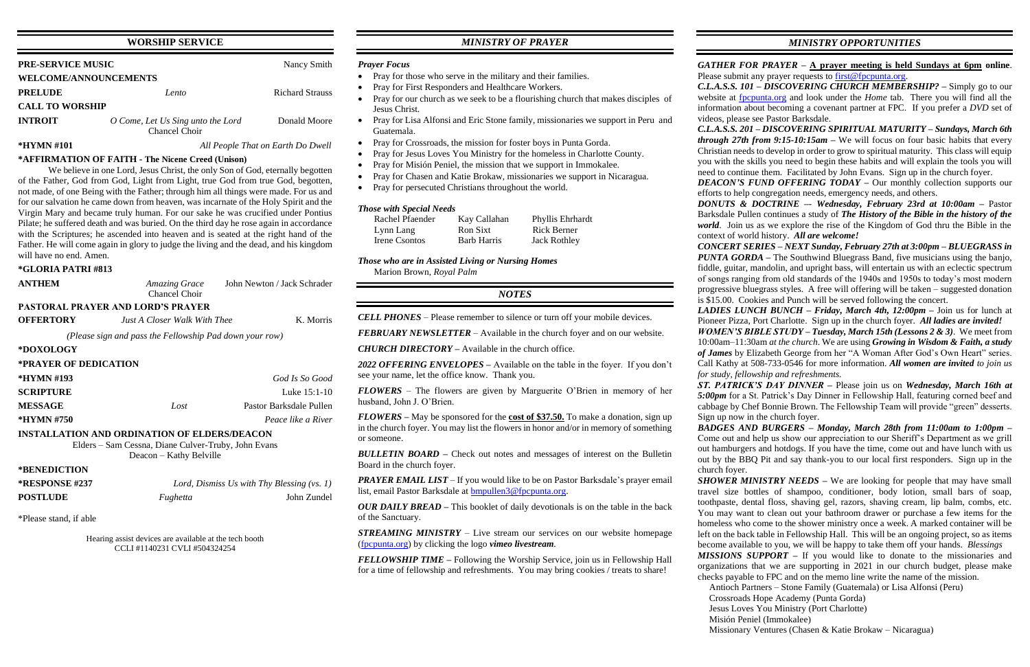## WORSHIP SERVICE

**PRE-SERVICE MUSIC** — Nancy Smith

**WELCOME/ANNOUNCEMENTS**

**PRELUDE** — *Lento* — Richard Strauss

**CALL TO WORSHIP**

**INTROIT** — *O Come, Let Us Sing unto the Lord* — Chancel Choir — Donald Moore

**\*HYMN #101** — *All People That on Earth Do Dwell*

**\*AFFIRMATION OF FAITH - The Nicene Creed (Unison)**

We believe in one Lord, Jesus Christ, the only Son of God, eternally begotten of the Father, God from God, Light from Light, true God from true God, begotten, not made, of one Being with the Father; through him all things were made. For us and for our salvation he came down from heaven, was incarnate of the Holy Spirit and the Virgin Mary and became truly human. For our sake he was crucified under Pontius Pilate; he suffered death and was buried. On the third day he rose again in accordance with the Scriptures; he ascended into heaven and is seated at the right hand of the Father. He will come again in glory to judge the living and the dead, and his kingdom will have no end. Amen.

**\*GLORIA PATRI #813**

**ANTHEM** — *Amazing Grace* — Chancel Choir — John Newton / Jack Schrader

**PASTORAL PRAYER AND LORD'S PRAYER**

**OFFERTORY** — *Just A Closer Walk With Thee* — K. Morris

*(Please sign and pass the Fellowship Pad down your row)*

**\*DOXOLOGY**

**\*PRAYER OF DEDICATION**

**\*HYMN #193** — *God Is So Good*

**SCRIPTURE** — Luke 15:1-10

**MESSAGE** — *Lost* — Pastor Barksdale Pullen

**\*HYMN #750** — *Peace like a River*

**INSTALLATION AND ORDINATION OF ELDERS/DEACON**

Elders – Sam Cessna, Diane Culver-Truby, John Evans
Deacon – Kathy Belville

**\*BENEDICTION**

**\*RESPONSE #237** — *Lord, Dismiss Us with Thy Blessing (vs. 1)*

**POSTLUDE** — *Fughetta* — John Zundel

\*Please stand, if able

Hearing assist devices are available at the tech booth
CCLI #1140231 CVLI #504324254

## *MINISTRY OF PRAYER*

### *Prayer Focus*

- Pray for those who serve in the military and their families.
- Pray for First Responders and Healthcare Workers.
- Pray for our church as we seek to be a flourishing church that makes disciples of Jesus Christ.
- Pray for Lisa Alfonsi and Eric Stone family, missionaries we support in Peru and Guatemala.
- Pray for Crossroads, the mission for foster boys in Punta Gorda.
- Pray for Jesus Loves You Ministry for the homeless in Charlotte County.
- Pray for Misión Peniel, the mission that we support in Immokalee.
- Pray for Chasen and Katie Brokaw, missionaries we support in Nicaragua.
- Pray for persecuted Christians throughout the world.

### *Those with Special Needs*

| | | |
|---|---|---|
| Rachel Pfaender | Kay Callahan | Phyllis Ehrhardt |
| Lynn Lang | Ron Sixt | Rick Berner |
| Irene Csontos | Barb Harris | Jack Rothley |

### *Those who are in Assisted Living or Nursing Homes*

Marion Brown, *Royal Palm*

## *NOTES*

***CELL PHONES*** – Please remember to silence or turn off your mobile devices.

***FEBRUARY NEWSLETTER*** – Available in the church foyer and on our website.

***CHURCH DIRECTORY*** – Available in the church office.

***2022 OFFERING ENVELOPES*** – Available on the table in the foyer. If you don't see your name, let the office know. Thank you.

***FLOWERS*** – The flowers are given by Marguerite O'Brien in memory of her husband, John J. O'Brien.

***FLOWERS*** – May be sponsored for the **cost of $37.50.** To make a donation, sign up in the church foyer. You may list the flowers in honor and/or in memory of something or someone.

***BULLETIN BOARD*** – Check out notes and messages of interest on the Bulletin Board in the church foyer.

***PRAYER EMAIL LIST*** – If you would like to be on Pastor Barksdale's prayer email list, email Pastor Barksdale at bmpullen3@fpcpunta.org.

***OUR DAILY BREAD*** – This booklet of daily devotionals is on the table in the back of the Sanctuary.

***STREAMING MINISTRY*** – Live stream our services on our website homepage (fpcpunta.org) by clicking the logo ***vimeo livestream***.

***FELLOWSHIP TIME*** – Following the Worship Service, join us in Fellowship Hall for a time of fellowship and refreshments. You may bring cookies / treats to share!

## *MINISTRY OPPORTUNITIES*

***GATHER FOR PRAYER*** – **A prayer meeting is held Sundays at 6pm online**. Please submit any prayer requests to first@fpcpunta.org.

***C.L.A.S.S. 101 – DISCOVERING CHURCH MEMBERSHIP?*** – Simply go to our website at fpcpunta.org and look under the *Home* tab. There you will find all the information about becoming a covenant partner at FPC. If you prefer a *DVD* set of videos, please see Pastor Barksdale.

***C.L.A.S.S. 201 – DISCOVERING SPIRITUAL MATURITY – Sundays, March 6th through 27th from 9:15-10:15am*** – We will focus on four basic habits that every Christian needs to develop in order to grow to spiritual maturity. This class will equip you with the skills you need to begin these habits and will explain the tools you will need to continue them. Facilitated by John Evans. Sign up in the church foyer.

***DEACON'S FUND OFFERING TODAY*** – Our monthly collection supports our efforts to help congregation needs, emergency needs, and others.

***DONUTS & DOCTRINE –- Wednesday, February 23rd at 10:00am*** – Pastor Barksdale Pullen continues a study of ***The History of the Bible in the history of the world***. Join us as we explore the rise of the Kingdom of God thru the Bible in the context of world history. ***All are welcome!***

***CONCERT SERIES – NEXT Sunday, February 27th at 3:00pm – BLUEGRASS in PUNTA GORDA*** – The Southwind Bluegrass Band, five musicians using the banjo, fiddle, guitar, mandolin, and upright bass, will entertain us with an eclectic spectrum of songs ranging from old standards of the 1940s and 1950s to today's most modern progressive bluegrass styles. A free will offering will be taken – suggested donation is $15.00. Cookies and Punch will be served following the concert.

***LADIES LUNCH BUNCH – Friday, March 4th, 12:00pm*** – Join us for lunch at Pioneer Pizza, Port Charlotte. Sign up in the church foyer. ***All ladies are invited!***

***WOMEN'S BIBLE STUDY – Tuesday, March 15th (Lessons 2 & 3)***. We meet from 10:00am–11:30am *at the church*. We are using ***Growing in Wisdom & Faith, a study of James*** by Elizabeth George from her "A Woman After God's Own Heart" series. Call Kathy at 508-733-0546 for more information. ***All women are invited*** *to join us for study, fellowship and refreshments.*

***ST. PATRICK'S DAY DINNER*** – Please join us on ***Wednesday, March 16th at 5:00pm*** for a St. Patrick's Day Dinner in Fellowship Hall, featuring corned beef and cabbage by Chef Bonnie Brown. The Fellowship Team will provide "green" desserts. Sign up now in the church foyer.

***BADGES AND BURGERS – Monday, March 28th from 11:00am to 1:00pm*** – Come out and help us show our appreciation to our Sheriff's Department as we grill out hamburgers and hotdogs. If you have the time, come out and have lunch with us out by the BBQ Pit and say thank-you to our local first responders. Sign up in the church foyer.

***SHOWER MINISTRY NEEDS*** – We are looking for people that may have small travel size bottles of shampoo, conditioner, body lotion, small bars of soap, toothpaste, dental floss, shaving gel, razors, shaving cream, lip balm, combs, etc. You may want to clean out your bathroom drawer or purchase a few items for the homeless who come to the shower ministry once a week. A marked container will be left on the back table in Fellowship Hall. This will be an ongoing project, so as items become available to you, we will be happy to take them off your hands. *Blessings*

***MISSIONS SUPPORT*** – If you would like to donate to the missionaries and organizations that we are supporting in 2021 in our church budget, please make checks payable to FPC and on the memo line write the name of the mission.

- Antioch Partners – Stone Family (Guatemala) or Lisa Alfonsi (Peru)
- Crossroads Hope Academy (Punta Gorda)
- Jesus Loves You Ministry (Port Charlotte)
- Misión Peniel (Immokalee)
- Missionary Ventures (Chasen & Katie Brokaw – Nicaragua)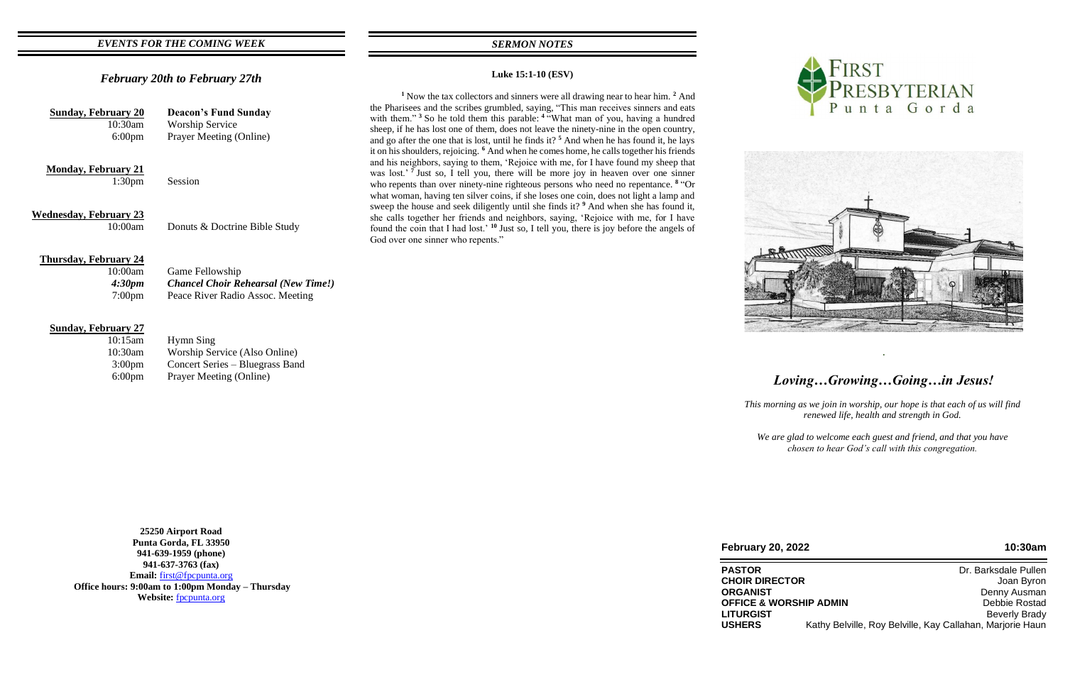## *EVENTS FOR THE COMING WEEK*

### *February 20th to February 27th*

**Sunday, February 20** — **Deacon's Fund Sunday**

| | |
|---|---|
| 10:30am | Worship Service |
| 6:00pm | Prayer Meeting (Online) |

**Monday, February 21**

| | |
|---|---|
| 1:30pm | Session |

**Wednesday, February 23**

| | |
|---|---|
| 10:00am | Donuts & Doctrine Bible Study |

**Thursday, February 24**

| | |
|---|---|
| 10:00am | Game Fellowship |
| ***4:30pm*** | ***Chancel Choir Rehearsal (New Time!)*** |
| 7:00pm | Peace River Radio Assoc. Meeting |

**Sunday, February 27**

| | |
|---|---|
| 10:15am | Hymn Sing |
| 10:30am | Worship Service (Also Online) |
| 3:00pm | Concert Series – Bluegrass Band |
| 6:00pm | Prayer Meeting (Online) |

**25250 Airport Road**
**Punta Gorda, FL 33950**
**941-639-1959 (phone)**
**941-637-3763 (fax)**
**Email:** first@fpcpunta.org
**Office hours: 9:00am to 1:00pm Monday – Thursday**
**Website:** fpcpunta.org

## *SERMON NOTES*

**Luke 15:1-10 (ESV)**

[1] Now the tax collectors and sinners were all drawing near to hear him. [2] And the Pharisees and the scribes grumbled, saying, "This man receives sinners and eats with them." [3] So he told them this parable: [4] "What man of you, having a hundred sheep, if he has lost one of them, does not leave the ninety-nine in the open country, and go after the one that is lost, until he finds it? [5] And when he has found it, he lays it on his shoulders, rejoicing. [6] And when he comes home, he calls together his friends and his neighbors, saying to them, 'Rejoice with me, for I have found my sheep that was lost.' [7] Just so, I tell you, there will be more joy in heaven over one sinner who repents than over ninety-nine righteous persons who need no repentance. [8] "Or what woman, having ten silver coins, if she loses one coin, does not light a lamp and sweep the house and seek diligently until she finds it? [9] And when she has found it, she calls together her friends and neighbors, saying, 'Rejoice with me, for I have found the coin that I had lost.' [10] Just so, I tell you, there is joy before the angels of God over one sinner who repents."

# FIRST PRESBYTERIAN
Punta Gorda

## *Loving…Growing…Going…in Jesus!*

*This morning as we join in worship, our hope is that each of us will find renewed life, health and strength in God.*

*We are glad to welcome each guest and friend, and that you have chosen to hear God's call with this congregation.*

**February 20, 2022** **10:30am**

| | |
|---|---|
| **PASTOR** | Dr. Barksdale Pullen |
| **CHOIR DIRECTOR** | Joan Byron |
| **ORGANIST** | Denny Ausman |
| **OFFICE & WORSHIP ADMIN** | Debbie Rostad |
| **LITURGIST** | Beverly Brady |
| **USHERS** | Kathy Belville, Roy Belville, Kay Callahan, Marjorie Haun |